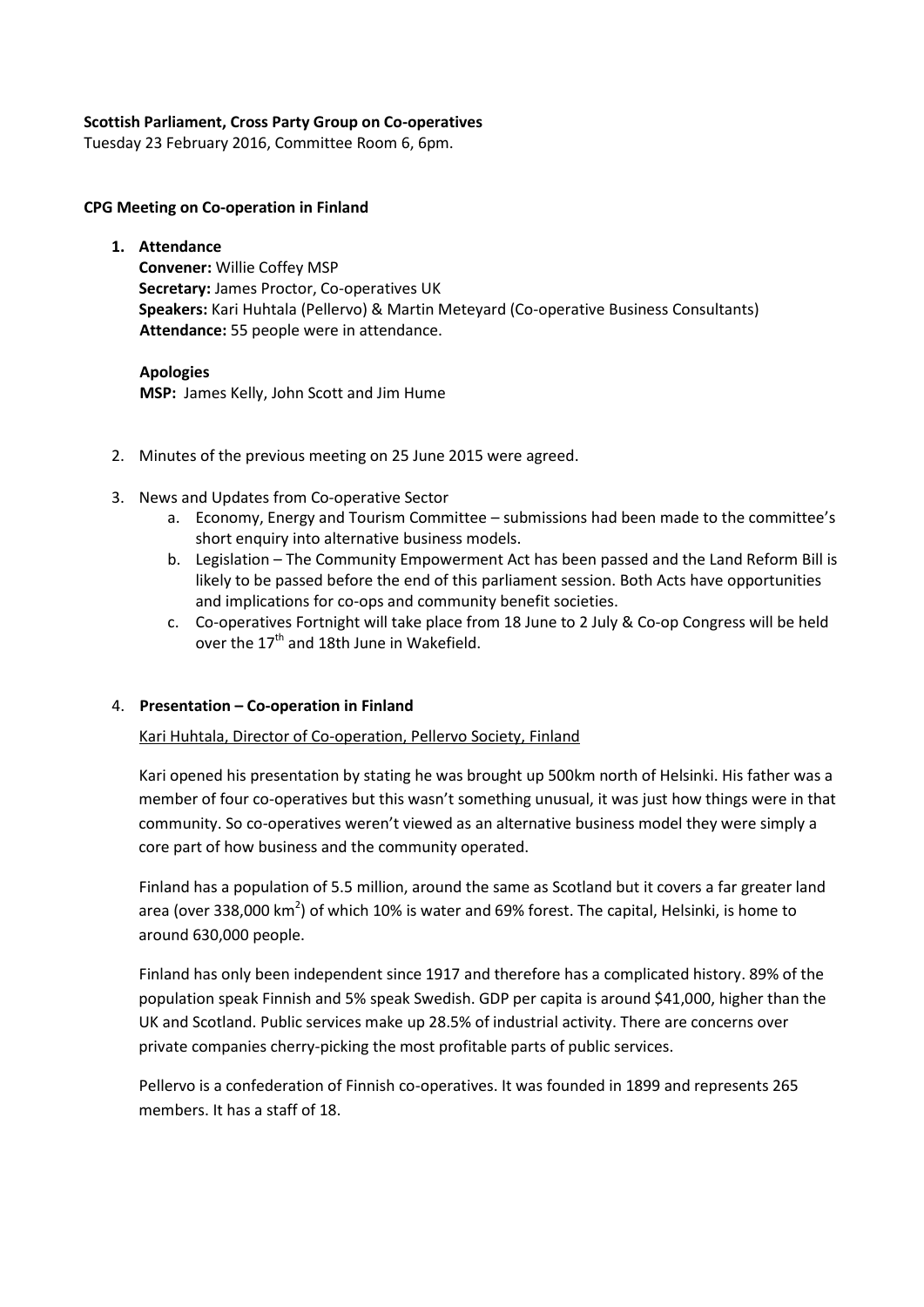**Scottish Parliament, Cross Party Group on Co-operatives**
Tuesday 23 February 2016, Committee Room 6, 6pm.

**CPG Meeting on Co-operation in Finland**

1. **Attendance**
   **Convener:** Willie Coffey MSP
   **Secretary:** James Proctor, Co-operatives UK
   **Speakers:** Kari Huhtala (Pellervo) & Martin Meteyard (Co-operative Business Consultants)
   **Attendance:** 55 people were in attendance.

   **Apologies**
   **MSP:** James Kelly, John Scott and Jim Hume

2. Minutes of the previous meeting on 25 June 2015 were agreed.

3. News and Updates from Co-operative Sector
   a. Economy, Energy and Tourism Committee – submissions had been made to the committee's short enquiry into alternative business models.
   b. Legislation – The Community Empowerment Act has been passed and the Land Reform Bill is likely to be passed before the end of this parliament session. Both Acts have opportunities and implications for co-ops and community benefit societies.
   c. Co-operatives Fortnight will take place from 18 June to 2 July & Co-op Congress will be held over the 17th and 18th June in Wakefield.

4. **Presentation – Co-operation in Finland**

   Kari Huhtala, Director of Co-operation, Pellervo Society, Finland

   Kari opened his presentation by stating he was brought up 500km north of Helsinki. His father was a member of four co-operatives but this wasn't something unusual, it was just how things were in that community. So co-operatives weren't viewed as an alternative business model they were simply a core part of how business and the community operated.

   Finland has a population of 5.5 million, around the same as Scotland but it covers a far greater land area (over 338,000 km$^2$) of which 10% is water and 69% forest. The capital, Helsinki, is home to around 630,000 people.

   Finland has only been independent since 1917 and therefore has a complicated history. 89% of the population speak Finnish and 5% speak Swedish. GDP per capita is around $41,000, higher than the UK and Scotland. Public services make up 28.5% of industrial activity. There are concerns over private companies cherry-picking the most profitable parts of public services.

   Pellervo is a confederation of Finnish co-operatives. It was founded in 1899 and represents 265 members. It has a staff of 18.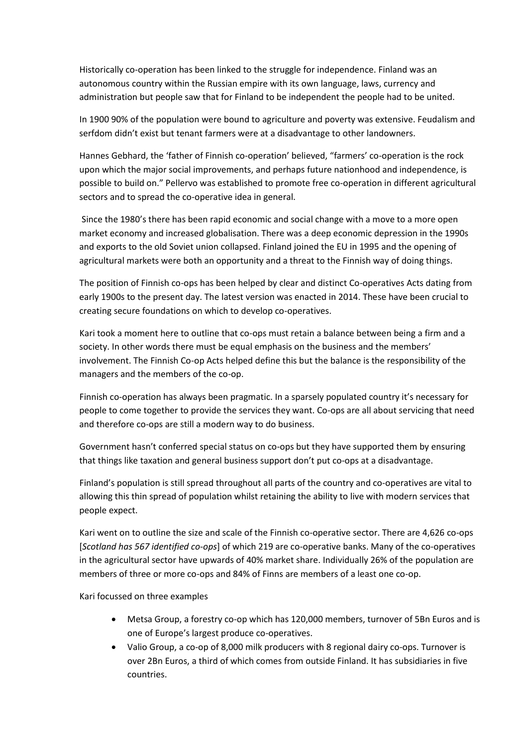Historically co-operation has been linked to the struggle for independence. Finland was an autonomous country within the Russian empire with its own language, laws, currency and administration but people saw that for Finland to be independent the people had to be united.

In 1900 90% of the population were bound to agriculture and poverty was extensive. Feudalism and serfdom didn't exist but tenant farmers were at a disadvantage to other landowners.

Hannes Gebhard, the 'father of Finnish co-operation' believed, "farmers' co-operation is the rock upon which the major social improvements, and perhaps future nationhood and independence, is possible to build on." Pellervo was established to promote free co-operation in different agricultural sectors and to spread the co-operative idea in general.

Since the 1980's there has been rapid economic and social change with a move to a more open market economy and increased globalisation. There was a deep economic depression in the 1990s and exports to the old Soviet union collapsed. Finland joined the EU in 1995 and the opening of agricultural markets were both an opportunity and a threat to the Finnish way of doing things.

The position of Finnish co-ops has been helped by clear and distinct Co-operatives Acts dating from early 1900s to the present day. The latest version was enacted in 2014. These have been crucial to creating secure foundations on which to develop co-operatives.

Kari took a moment here to outline that co-ops must retain a balance between being a firm and a society. In other words there must be equal emphasis on the business and the members' involvement. The Finnish Co-op Acts helped define this but the balance is the responsibility of the managers and the members of the co-op.

Finnish co-operation has always been pragmatic. In a sparsely populated country it's necessary for people to come together to provide the services they want. Co-ops are all about servicing that need and therefore co-ops are still a modern way to do business.

Government hasn't conferred special status on co-ops but they have supported them by ensuring that things like taxation and general business support don't put co-ops at a disadvantage.

Finland's population is still spread throughout all parts of the country and co-operatives are vital to allowing this thin spread of population whilst retaining the ability to live with modern services that people expect.

Kari went on to outline the size and scale of the Finnish co-operative sector. There are 4,626 co-ops [*Scotland has 567 identified co-ops*] of which 219 are co-operative banks. Many of the co-operatives in the agricultural sector have upwards of 40% market share. Individually 26% of the population are members of three or more co-ops and 84% of Finns are members of a least one co-op.

Kari focussed on three examples

- Metsa Group, a forestry co-op which has 120,000 members, turnover of 5Bn Euros and is one of Europe's largest produce co-operatives.
- Valio Group, a co-op of 8,000 milk producers with 8 regional dairy co-ops. Turnover is over 2Bn Euros, a third of which comes from outside Finland. It has subsidiaries in five countries.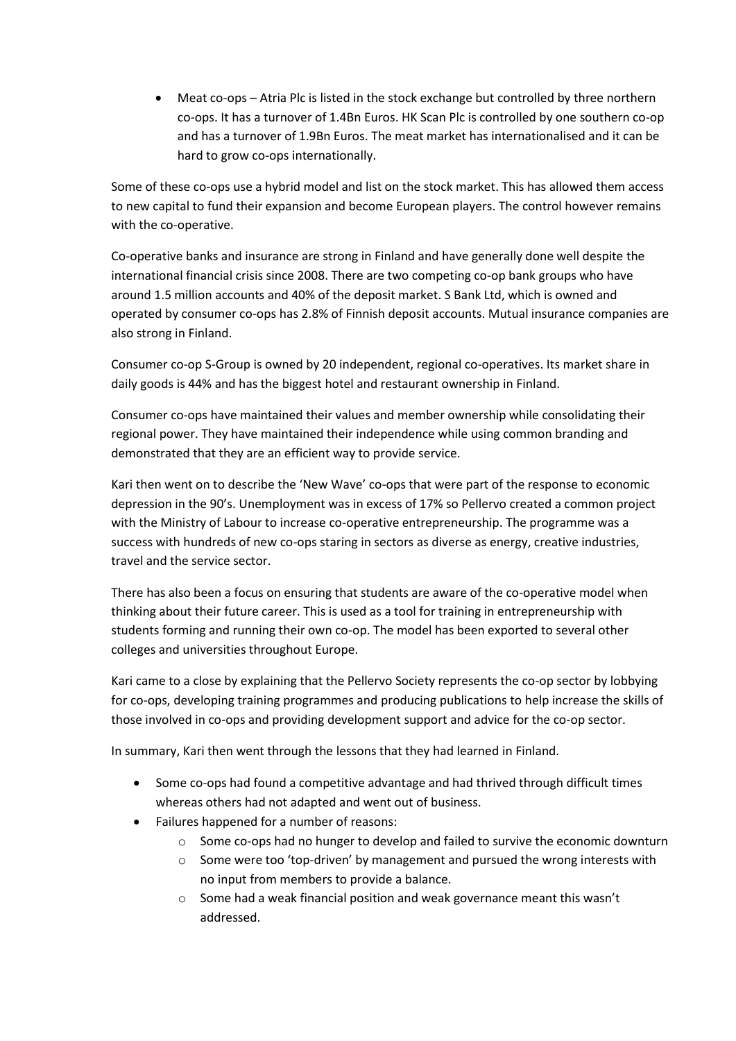- Meat co-ops – Atria Plc is listed in the stock exchange but controlled by three northern co-ops. It has a turnover of 1.4Bn Euros. HK Scan Plc is controlled by one southern co-op and has a turnover of 1.9Bn Euros. The meat market has internationalised and it can be hard to grow co-ops internationally.

Some of these co-ops use a hybrid model and list on the stock market. This has allowed them access to new capital to fund their expansion and become European players. The control however remains with the co-operative.

Co-operative banks and insurance are strong in Finland and have generally done well despite the international financial crisis since 2008. There are two competing co-op bank groups who have around 1.5 million accounts and 40% of the deposit market. S Bank Ltd, which is owned and operated by consumer co-ops has 2.8% of Finnish deposit accounts. Mutual insurance companies are also strong in Finland.

Consumer co-op S-Group is owned by 20 independent, regional co-operatives. Its market share in daily goods is 44% and has the biggest hotel and restaurant ownership in Finland.

Consumer co-ops have maintained their values and member ownership while consolidating their regional power. They have maintained their independence while using common branding and demonstrated that they are an efficient way to provide service.

Kari then went on to describe the 'New Wave' co-ops that were part of the response to economic depression in the 90's. Unemployment was in excess of 17% so Pellervo created a common project with the Ministry of Labour to increase co-operative entrepreneurship. The programme was a success with hundreds of new co-ops staring in sectors as diverse as energy, creative industries, travel and the service sector.

There has also been a focus on ensuring that students are aware of the co-operative model when thinking about their future career. This is used as a tool for training in entrepreneurship with students forming and running their own co-op. The model has been exported to several other colleges and universities throughout Europe.

Kari came to a close by explaining that the Pellervo Society represents the co-op sector by lobbying for co-ops, developing training programmes and producing publications to help increase the skills of those involved in co-ops and providing development support and advice for the co-op sector.

In summary, Kari then went through the lessons that they had learned in Finland.

- Some co-ops had found a competitive advantage and had thrived through difficult times whereas others had not adapted and went out of business.
- Failures happened for a number of reasons:
  - Some co-ops had no hunger to develop and failed to survive the economic downturn
  - Some were too 'top-driven' by management and pursued the wrong interests with no input from members to provide a balance.
  - Some had a weak financial position and weak governance meant this wasn't addressed.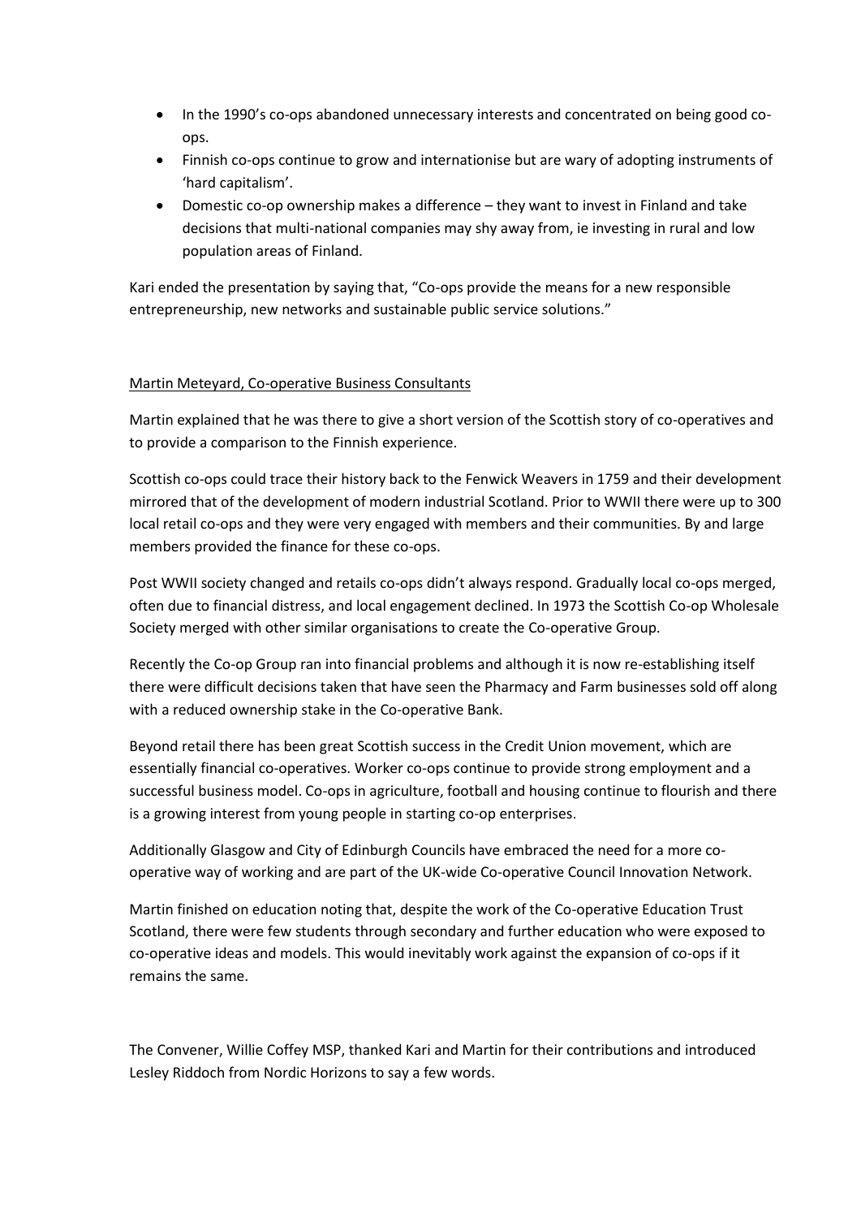- In the 1990's co-ops abandoned unnecessary interests and concentrated on being good co-ops.
- Finnish co-ops continue to grow and internationise but are wary of adopting instruments of 'hard capitalism'.
- Domestic co-op ownership makes a difference – they want to invest in Finland and take decisions that multi-national companies may shy away from, ie investing in rural and low population areas of Finland.

Kari ended the presentation by saying that, "Co-ops provide the means for a new responsible entrepreneurship, new networks and sustainable public service solutions."

<u>Martin Meteyard, Co-operative Business Consultants</u>

Martin explained that he was there to give a short version of the Scottish story of co-operatives and to provide a comparison to the Finnish experience.

Scottish co-ops could trace their history back to the Fenwick Weavers in 1759 and their development mirrored that of the development of modern industrial Scotland. Prior to WWII there were up to 300 local retail co-ops and they were very engaged with members and their communities. By and large members provided the finance for these co-ops.

Post WWII society changed and retails co-ops didn't always respond. Gradually local co-ops merged, often due to financial distress, and local engagement declined. In 1973 the Scottish Co-op Wholesale Society merged with other similar organisations to create the Co-operative Group.

Recently the Co-op Group ran into financial problems and although it is now re-establishing itself there were difficult decisions taken that have seen the Pharmacy and Farm businesses sold off along with a reduced ownership stake in the Co-operative Bank.

Beyond retail there has been great Scottish success in the Credit Union movement, which are essentially financial co-operatives. Worker co-ops continue to provide strong employment and a successful business model. Co-ops in agriculture, football and housing continue to flourish and there is a growing interest from young people in starting co-op enterprises.

Additionally Glasgow and City of Edinburgh Councils have embraced the need for a more co-operative way of working and are part of the UK-wide Co-operative Council Innovation Network.

Martin finished on education noting that, despite the work of the Co-operative Education Trust Scotland, there were few students through secondary and further education who were exposed to co-operative ideas and models. This would inevitably work against the expansion of co-ops if it remains the same.

The Convener, Willie Coffey MSP, thanked Kari and Martin for their contributions and introduced Lesley Riddoch from Nordic Horizons to say a few words.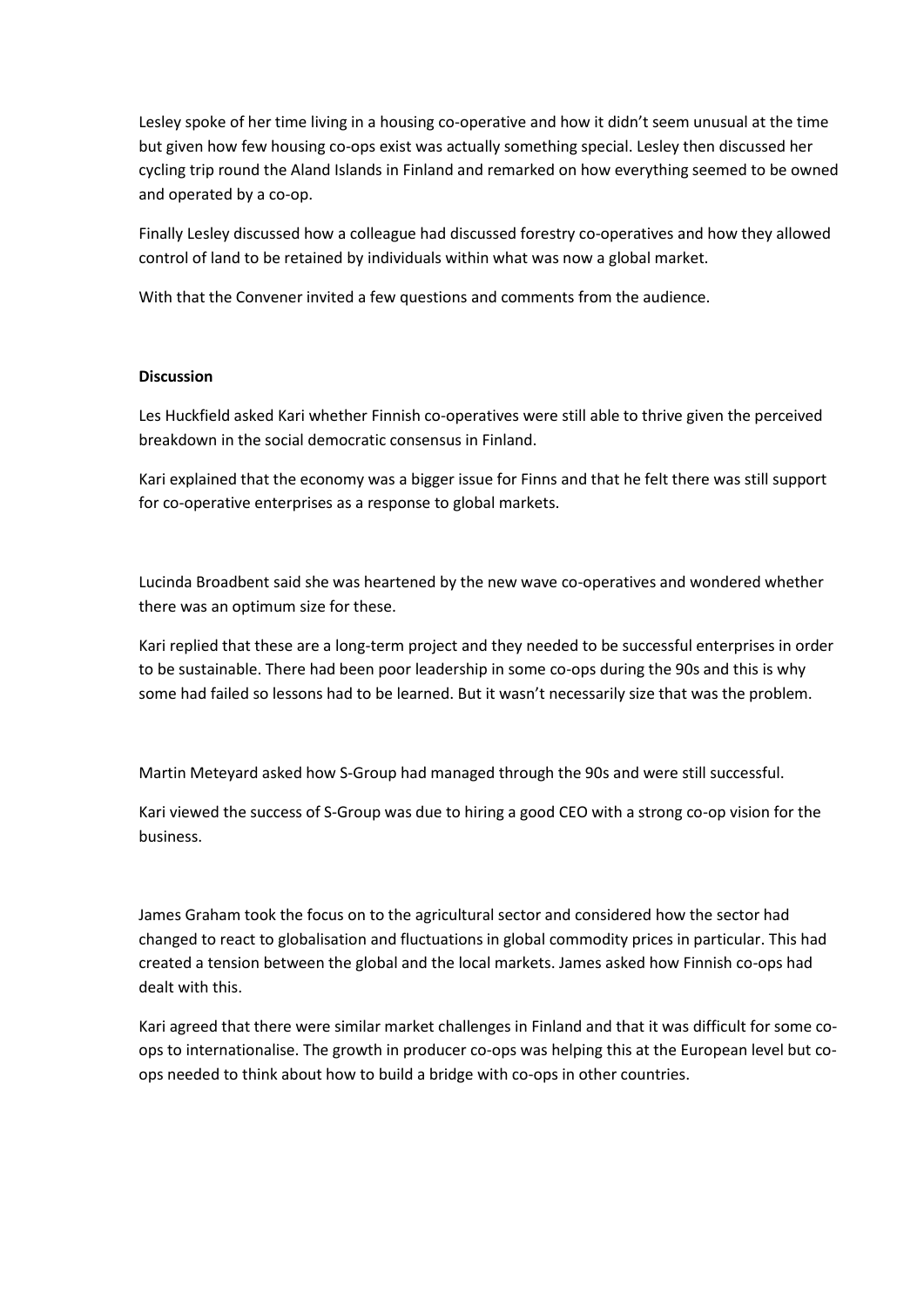Lesley spoke of her time living in a housing co-operative and how it didn't seem unusual at the time but given how few housing co-ops exist was actually something special. Lesley then discussed her cycling trip round the Aland Islands in Finland and remarked on how everything seemed to be owned and operated by a co-op.

Finally Lesley discussed how a colleague had discussed forestry co-operatives and how they allowed control of land to be retained by individuals within what was now a global market.

With that the Convener invited a few questions and comments from the audience.

**Discussion**

Les Huckfield asked Kari whether Finnish co-operatives were still able to thrive given the perceived breakdown in the social democratic consensus in Finland.

Kari explained that the economy was a bigger issue for Finns and that he felt there was still support for co-operative enterprises as a response to global markets.

Lucinda Broadbent said she was heartened by the new wave co-operatives and wondered whether there was an optimum size for these.

Kari replied that these are a long-term project and they needed to be successful enterprises in order to be sustainable. There had been poor leadership in some co-ops during the 90s and this is why some had failed so lessons had to be learned. But it wasn't necessarily size that was the problem.

Martin Meteyard asked how S-Group had managed through the 90s and were still successful.

Kari viewed the success of S-Group was due to hiring a good CEO with a strong co-op vision for the business.

James Graham took the focus on to the agricultural sector and considered how the sector had changed to react to globalisation and fluctuations in global commodity prices in particular. This had created a tension between the global and the local markets. James asked how Finnish co-ops had dealt with this.

Kari agreed that there were similar market challenges in Finland and that it was difficult for some co-ops to internationalise. The growth in producer co-ops was helping this at the European level but co-ops needed to think about how to build a bridge with co-ops in other countries.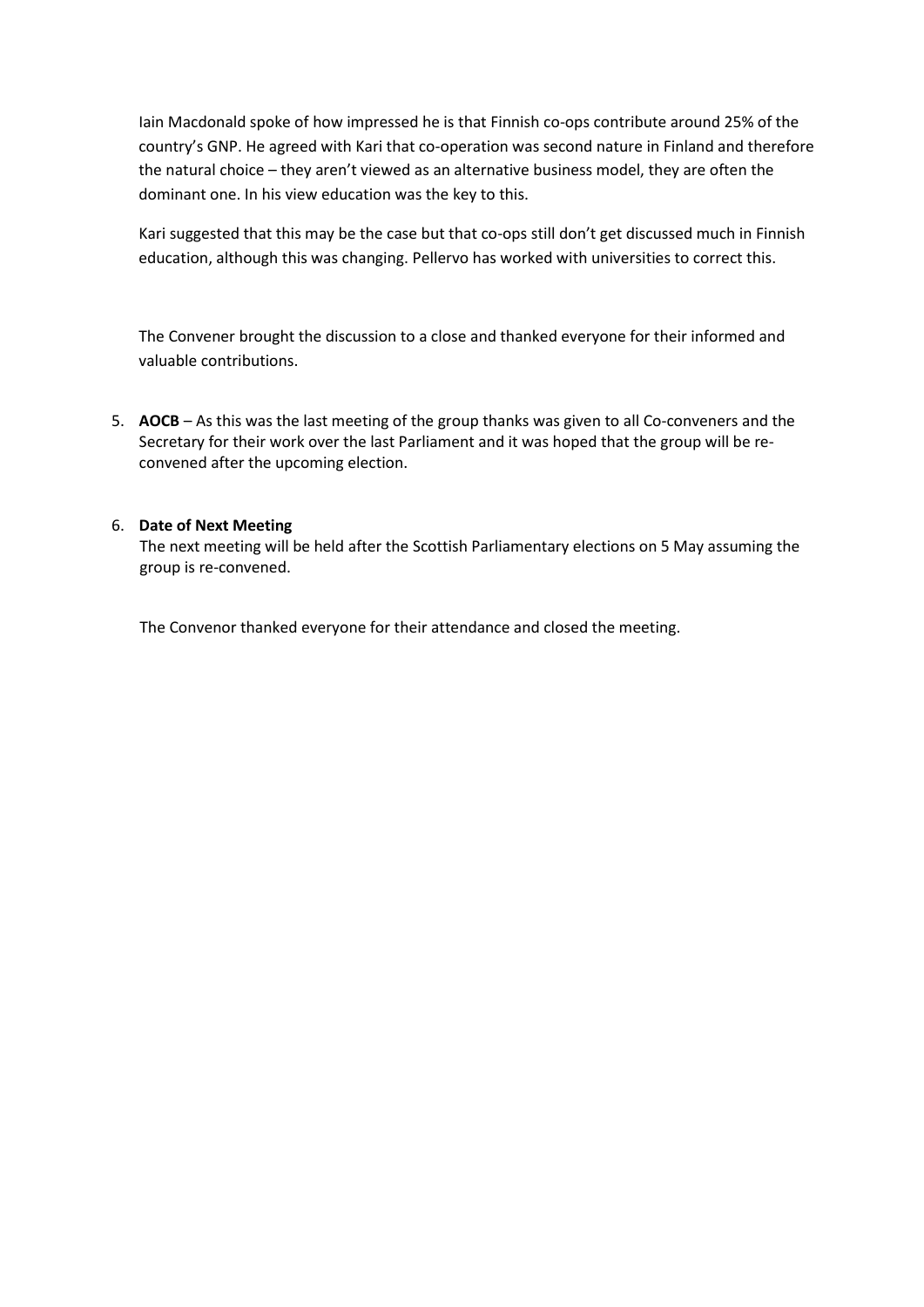Iain Macdonald spoke of how impressed he is that Finnish co-ops contribute around 25% of the country's GNP. He agreed with Kari that co-operation was second nature in Finland and therefore the natural choice – they aren't viewed as an alternative business model, they are often the dominant one. In his view education was the key to this.

Kari suggested that this may be the case but that co-ops still don't get discussed much in Finnish education, although this was changing. Pellervo has worked with universities to correct this.

The Convener brought the discussion to a close and thanked everyone for their informed and valuable contributions.

5. **AOCB** – As this was the last meeting of the group thanks was given to all Co-conveners and the Secretary for their work over the last Parliament and it was hoped that the group will be re-convened after the upcoming election.

6. **Date of Next Meeting**
   The next meeting will be held after the Scottish Parliamentary elections on 5 May assuming the group is re-convened.

The Convenor thanked everyone for their attendance and closed the meeting.